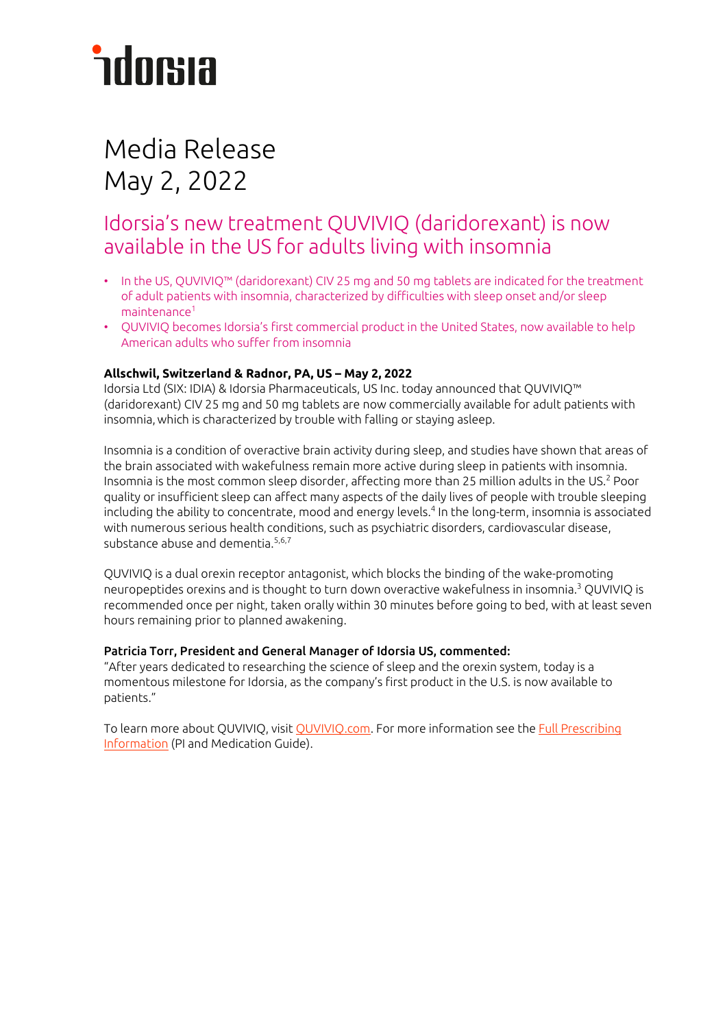idorsia

# Media Release
May 2, 2022

## Idorsia's new treatment QUVIVIQ (daridorexant) is now available in the US for adults living with insomnia

- In the US, QUVIVIQ™ (daridorexant) CIV 25 mg and 50 mg tablets are indicated for the treatment of adult patients with insomnia, characterized by difficulties with sleep onset and/or sleep maintenance[1]
- QUVIVIQ becomes Idorsia's first commercial product in the United States, now available to help American adults who suffer from insomnia

**Allschwil, Switzerland & Radnor, PA, US – May 2, 2022**
Idorsia Ltd (SIX: IDIA) & Idorsia Pharmaceuticals, US Inc. today announced that QUVIVIQ™ (daridorexant) CIV 25 mg and 50 mg tablets are now commercially available for adult patients with insomnia, which is characterized by trouble with falling or staying asleep.

Insomnia is a condition of overactive brain activity during sleep, and studies have shown that areas of the brain associated with wakefulness remain more active during sleep in patients with insomnia. Insomnia is the most common sleep disorder, affecting more than 25 million adults in the US.[2] Poor quality or insufficient sleep can affect many aspects of the daily lives of people with trouble sleeping including the ability to concentrate, mood and energy levels.[4] In the long-term, insomnia is associated with numerous serious health conditions, such as psychiatric disorders, cardiovascular disease, substance abuse and dementia.[5,6,7]

QUVIVIQ is a dual orexin receptor antagonist, which blocks the binding of the wake-promoting neuropeptides orexins and is thought to turn down overactive wakefulness in insomnia.[3] QUVIVIQ is recommended once per night, taken orally within 30 minutes before going to bed, with at least seven hours remaining prior to planned awakening.

**Patricia Torr, President and General Manager of Idorsia US, commented:**
"After years dedicated to researching the science of sleep and the orexin system, today is a momentous milestone for Idorsia, as the company's first product in the U.S. is now available to patients."

To learn more about QUVIVIQ, visit QUVIVIQ.com. For more information see the Full Prescribing Information (PI and Medication Guide).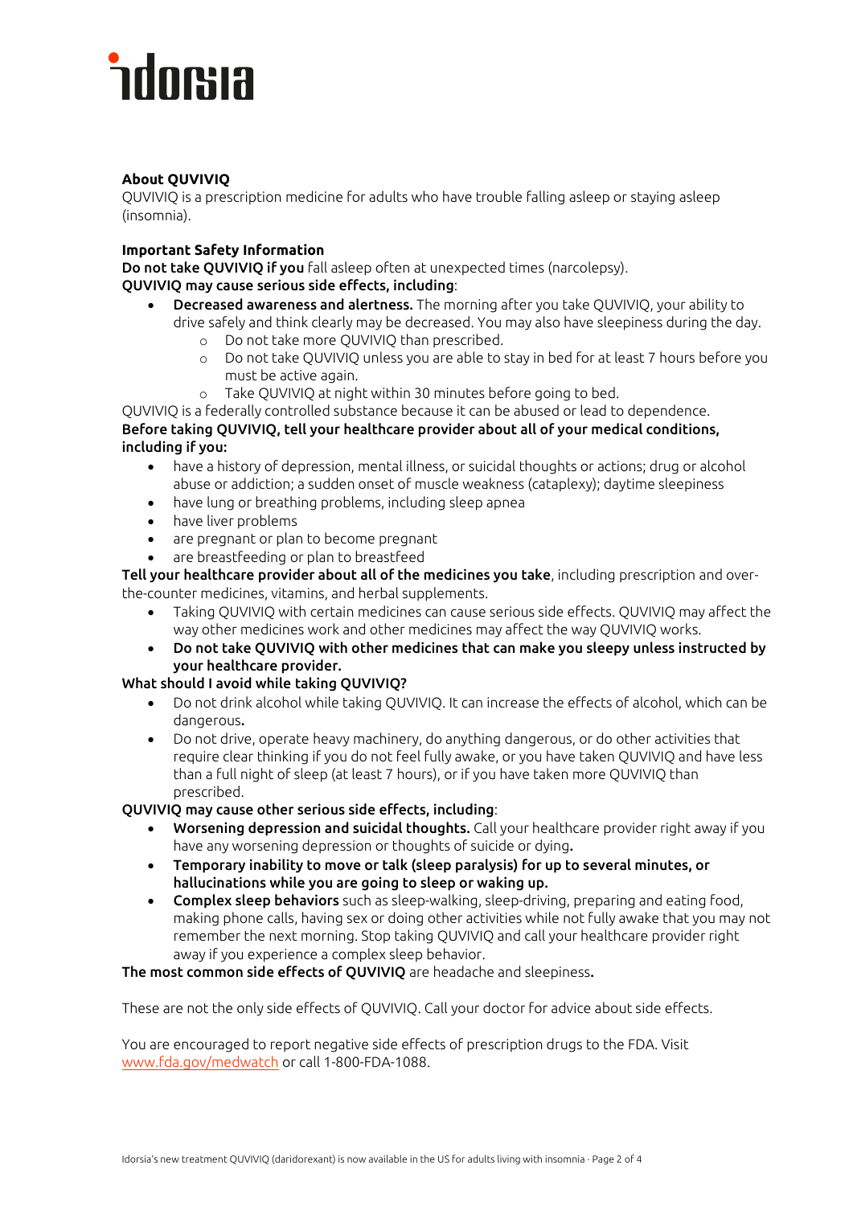**About QUVIVIQ**
QUVIVIQ is a prescription medicine for adults who have trouble falling asleep or staying asleep (insomnia).

**Important Safety Information**
**Do not take QUVIVIQ if you** fall asleep often at unexpected times (narcolepsy).
**QUVIVIQ may cause serious side effects, including**:

- **Decreased awareness and alertness.** The morning after you take QUVIVIQ, your ability to drive safely and think clearly may be decreased. You may also have sleepiness during the day.
  - Do not take more QUVIVIQ than prescribed.
  - Do not take QUVIVIQ unless you are able to stay in bed for at least 7 hours before you must be active again.
  - Take QUVIVIQ at night within 30 minutes before going to bed.

QUVIVIQ is a federally controlled substance because it can be abused or lead to dependence.
**Before taking QUVIVIQ, tell your healthcare provider about all of your medical conditions, including if you:**

- have a history of depression, mental illness, or suicidal thoughts or actions; drug or alcohol abuse or addiction; a sudden onset of muscle weakness (cataplexy); daytime sleepiness
- have lung or breathing problems, including sleep apnea
- have liver problems
- are pregnant or plan to become pregnant
- are breastfeeding or plan to breastfeed

**Tell your healthcare provider about all of the medicines you take**, including prescription and over-the-counter medicines, vitamins, and herbal supplements.

- Taking QUVIVIQ with certain medicines can cause serious side effects. QUVIVIQ may affect the way other medicines work and other medicines may affect the way QUVIVIQ works.
- **Do not take QUVIVIQ with other medicines that can make you sleepy unless instructed by your healthcare provider.**

**What should I avoid while taking QUVIVIQ?**

- Do not drink alcohol while taking QUVIVIQ. It can increase the effects of alcohol, which can be dangerous.
- Do not drive, operate heavy machinery, do anything dangerous, or do other activities that require clear thinking if you do not feel fully awake, or you have taken QUVIVIQ and have less than a full night of sleep (at least 7 hours), or if you have taken more QUVIVIQ than prescribed.

**QUVIVIQ may cause other serious side effects, including**:

- **Worsening depression and suicidal thoughts.** Call your healthcare provider right away if you have any worsening depression or thoughts of suicide or dying.
- **Temporary inability to move or talk (sleep paralysis) for up to several minutes, or hallucinations while you are going to sleep or waking up.**
- **Complex sleep behaviors** such as sleep-walking, sleep-driving, preparing and eating food, making phone calls, having sex or doing other activities while not fully awake that you may not remember the next morning. Stop taking QUVIVIQ and call your healthcare provider right away if you experience a complex sleep behavior.

**The most common side effects of QUVIVIQ** are headache and sleepiness.

These are not the only side effects of QUVIVIQ. Call your doctor for advice about side effects.

You are encouraged to report negative side effects of prescription drugs to the FDA. Visit www.fda.gov/medwatch or call 1-800-FDA-1088.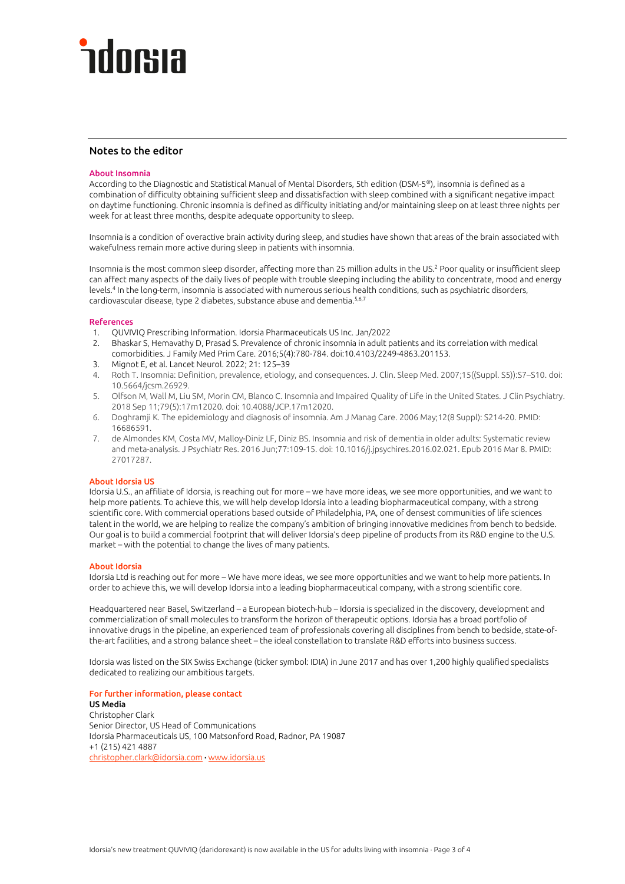## Notes to the editor

### About Insomnia

According to the Diagnostic and Statistical Manual of Mental Disorders, 5th edition (DSM-5®), insomnia is defined as a combination of difficulty obtaining sufficient sleep and dissatisfaction with sleep combined with a significant negative impact on daytime functioning. Chronic insomnia is defined as difficulty initiating and/or maintaining sleep on at least three nights per week for at least three months, despite adequate opportunity to sleep.

Insomnia is a condition of overactive brain activity during sleep, and studies have shown that areas of the brain associated with wakefulness remain more active during sleep in patients with insomnia.

Insomnia is the most common sleep disorder, affecting more than 25 million adults in the US.[2] Poor quality or insufficient sleep can affect many aspects of the daily lives of people with trouble sleeping including the ability to concentrate, mood and energy levels.[4] In the long-term, insomnia is associated with numerous serious health conditions, such as psychiatric disorders, cardiovascular disease, type 2 diabetes, substance abuse and dementia.[5,6,7]

### References

1. QUVIVIQ Prescribing Information. Idorsia Pharmaceuticals US Inc. Jan/2022
2. Bhaskar S, Hemavathy D, Prasad S. Prevalence of chronic insomnia in adult patients and its correlation with medical comorbidities. J Family Med Prim Care. 2016;5(4):780-784. doi:10.4103/2249-4863.201153.
3. Mignot E, et al. Lancet Neurol. 2022; 21: 125–39
4. Roth T. Insomnia: Definition, prevalence, etiology, and consequences. J. Clin. Sleep Med. 2007;15((Suppl. S5)):S7–S10. doi: 10.5664/jcsm.26929.
5. Olfson M, Wall M, Liu SM, Morin CM, Blanco C. Insomnia and Impaired Quality of Life in the United States. J Clin Psychiatry. 2018 Sep 11;79(5):17m12020. doi: 10.4088/JCP.17m12020.
6. Doghramji K. The epidemiology and diagnosis of insomnia. Am J Manag Care. 2006 May;12(8 Suppl): S214-20. PMID: 16686591.
7. de Almondes KM, Costa MV, Malloy-Diniz LF, Diniz BS. Insomnia and risk of dementia in older adults: Systematic review and meta-analysis. J Psychiatr Res. 2016 Jun;77:109-15. doi: 10.1016/j.jpsychires.2016.02.021. Epub 2016 Mar 8. PMID: 27017287.

### About Idorsia US

Idorsia U.S., an affiliate of Idorsia, is reaching out for more – we have more ideas, we see more opportunities, and we want to help more patients. To achieve this, we will help develop Idorsia into a leading biopharmaceutical company, with a strong scientific core. With commercial operations based outside of Philadelphia, PA, one of densest communities of life sciences talent in the world, we are helping to realize the company's ambition of bringing innovative medicines from bench to bedside. Our goal is to build a commercial footprint that will deliver Idorsia's deep pipeline of products from its R&D engine to the U.S. market – with the potential to change the lives of many patients.

### About Idorsia

Idorsia Ltd is reaching out for more – We have more ideas, we see more opportunities and we want to help more patients. In order to achieve this, we will develop Idorsia into a leading biopharmaceutical company, with a strong scientific core.

Headquartered near Basel, Switzerland – a European biotech-hub – Idorsia is specialized in the discovery, development and commercialization of small molecules to transform the horizon of therapeutic options. Idorsia has a broad portfolio of innovative drugs in the pipeline, an experienced team of professionals covering all disciplines from bench to bedside, state-of-the-art facilities, and a strong balance sheet – the ideal constellation to translate R&D efforts into business success.

Idorsia was listed on the SIX Swiss Exchange (ticker symbol: IDIA) in June 2017 and has over 1,200 highly qualified specialists dedicated to realizing our ambitious targets.

### For further information, please contact

**US Media**
Christopher Clark
Senior Director, US Head of Communications
Idorsia Pharmaceuticals US, 100 Matsonford Road, Radnor, PA 19087
+1 (215) 421 4887
christopher.clark@idorsia.com · www.idorsia.us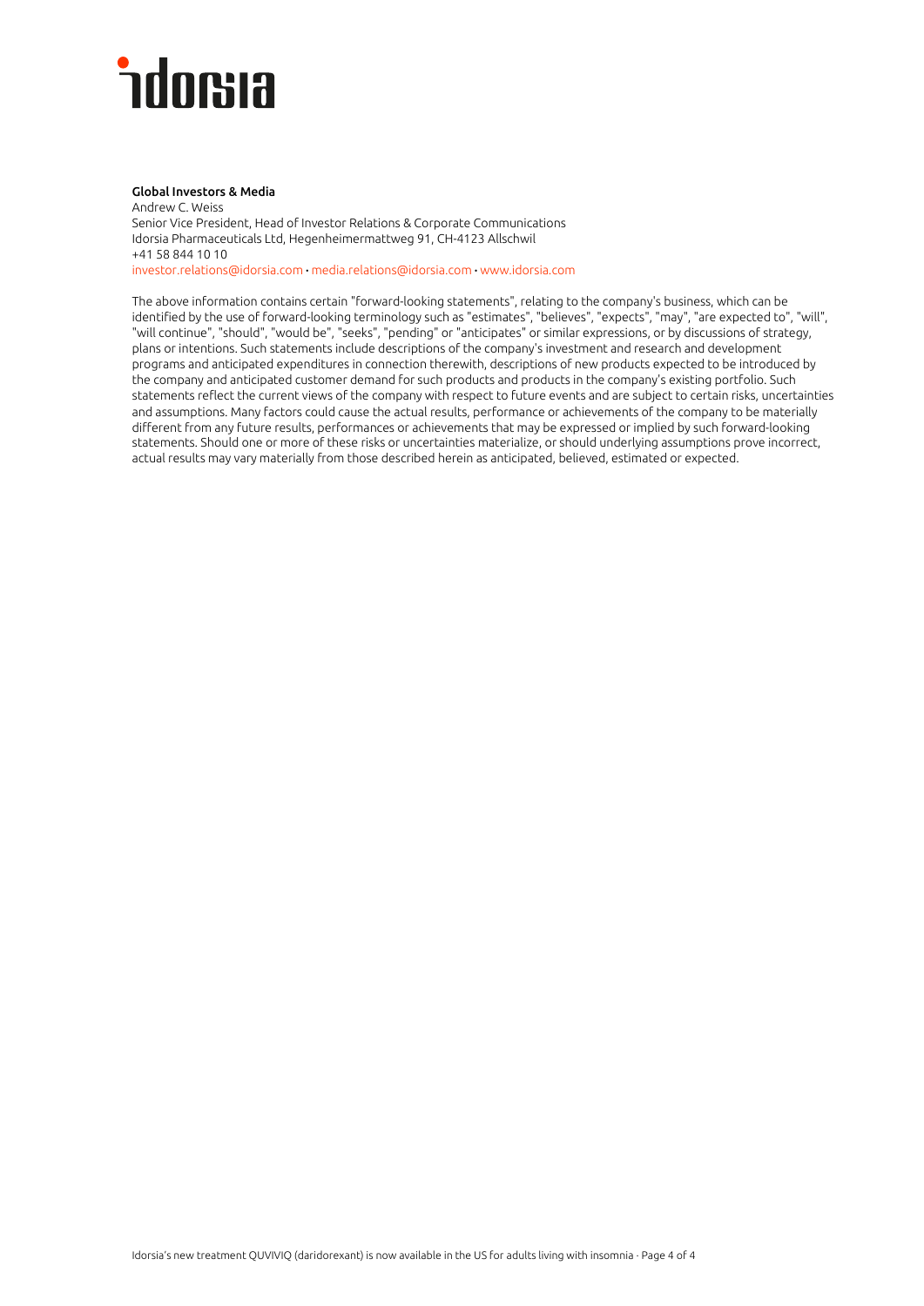**Global Investors & Media**

Andrew C. Weiss
Senior Vice President, Head of Investor Relations & Corporate Communications
Idorsia Pharmaceuticals Ltd, Hegenheimermattweg 91, CH-4123 Allschwil
+41 58 844 10 10
investor.relations@idorsia.com · media.relations@idorsia.com · www.idorsia.com

The above information contains certain "forward-looking statements", relating to the company's business, which can be identified by the use of forward-looking terminology such as "estimates", "believes", "expects", "may", "are expected to", "will", "will continue", "should", "would be", "seeks", "pending" or "anticipates" or similar expressions, or by discussions of strategy, plans or intentions. Such statements include descriptions of the company's investment and research and development programs and anticipated expenditures in connection therewith, descriptions of new products expected to be introduced by the company and anticipated customer demand for such products and products in the company's existing portfolio. Such statements reflect the current views of the company with respect to future events and are subject to certain risks, uncertainties and assumptions. Many factors could cause the actual results, performance or achievements of the company to be materially different from any future results, performances or achievements that may be expressed or implied by such forward-looking statements. Should one or more of these risks or uncertainties materialize, or should underlying assumptions prove incorrect, actual results may vary materially from those described herein as anticipated, believed, estimated or expected.